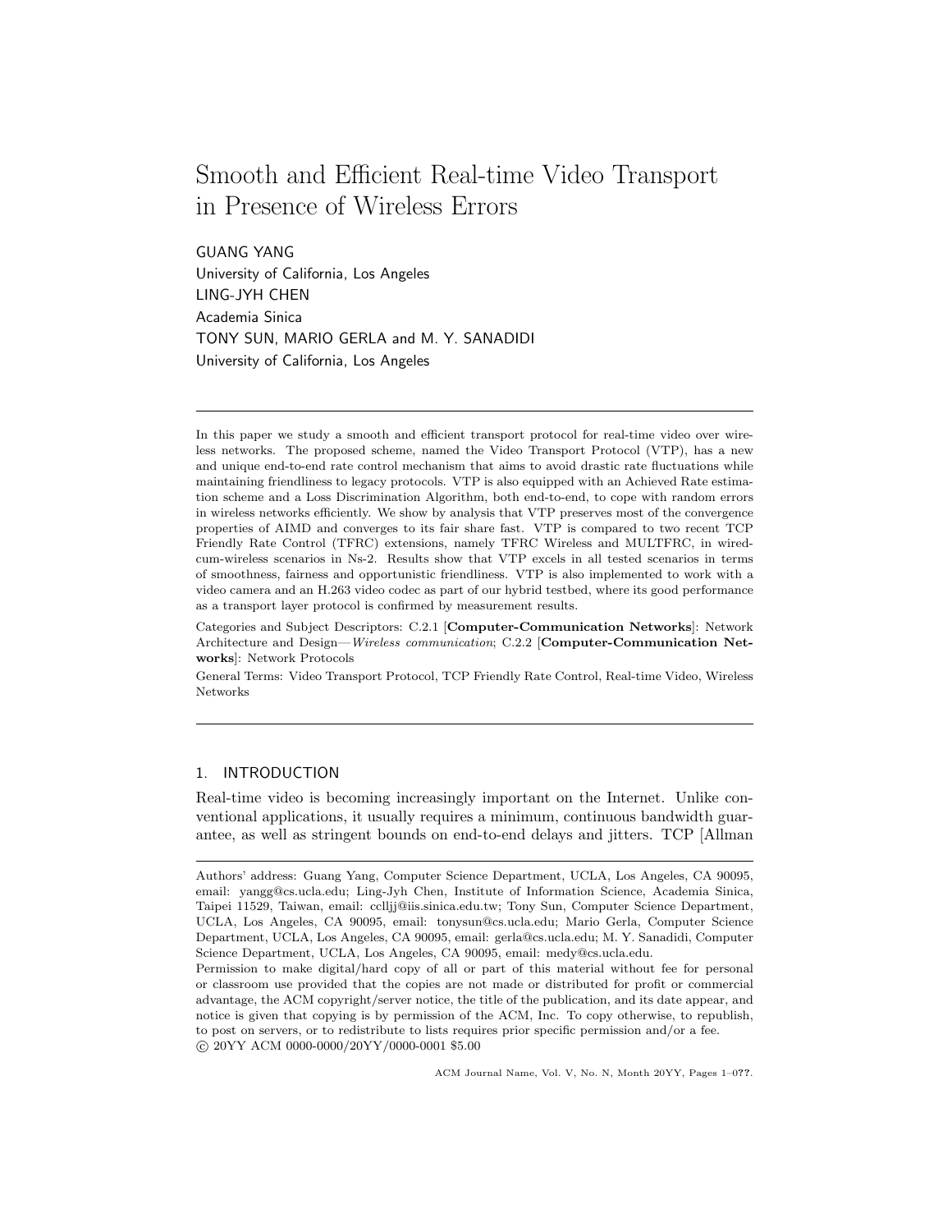# Smooth and Efficient Real-time Video Transport in Presence of Wireless Errors

GUANG YANG
University of California, Los Angeles
LING-JYH CHEN
Academia Sinica
TONY SUN, MARIO GERLA and M. Y. SANADIDI
University of California, Los Angeles

---

In this paper we study a smooth and efficient transport protocol for real-time video over wireless networks. The proposed scheme, named the Video Transport Protocol (VTP), has a new and unique end-to-end rate control mechanism that aims to avoid drastic rate fluctuations while maintaining friendliness to legacy protocols. VTP is also equipped with an Achieved Rate estimation scheme and a Loss Discrimination Algorithm, both end-to-end, to cope with random errors in wireless networks efficiently. We show by analysis that VTP preserves most of the convergence properties of AIMD and converges to its fair share fast. VTP is compared to two recent TCP Friendly Rate Control (TFRC) extensions, namely TFRC Wireless and MULTFRC, in wired-cum-wireless scenarios in Ns-2. Results show that VTP excels in all tested scenarios in terms of smoothness, fairness and opportunistic friendliness. VTP is also implemented to work with a video camera and an H.263 video codec as part of our hybrid testbed, where its good performance as a transport layer protocol is confirmed by measurement results.

Categories and Subject Descriptors: C.2.1 [**Computer-Communication Networks**]: Network Architecture and Design—*Wireless communication*; C.2.2 [**Computer-Communication Networks**]: Network Protocols

General Terms: Video Transport Protocol, TCP Friendly Rate Control, Real-time Video, Wireless Networks

---

## 1. INTRODUCTION

Real-time video is becoming increasingly important on the Internet. Unlike conventional applications, it usually requires a minimum, continuous bandwidth guarantee, as well as stringent bounds on end-to-end delays and jitters. TCP [Allman

---

Authors' address: Guang Yang, Computer Science Department, UCLA, Los Angeles, CA 90095, email: yangg@cs.ucla.edu; Ling-Jyh Chen, Institute of Information Science, Academia Sinica, Taipei 11529, Taiwan, email: cclljj@iis.sinica.edu.tw; Tony Sun, Computer Science Department, UCLA, Los Angeles, CA 90095, email: tonysun@cs.ucla.edu; Mario Gerla, Computer Science Department, UCLA, Los Angeles, CA 90095, email: gerla@cs.ucla.edu; M. Y. Sanadidi, Computer Science Department, UCLA, Los Angeles, CA 90095, email: medy@cs.ucla.edu.

Permission to make digital/hard copy of all or part of this material without fee for personal or classroom use provided that the copies are not made or distributed for profit or commercial advantage, the ACM copyright/server notice, the title of the publication, and its date appear, and notice is given that copying is by permission of the ACM, Inc. To copy otherwise, to republish, to post on servers, or to redistribute to lists requires prior specific permission and/or a fee.
© 20YY ACM 0000-0000/20YY/0000-0001 $5.00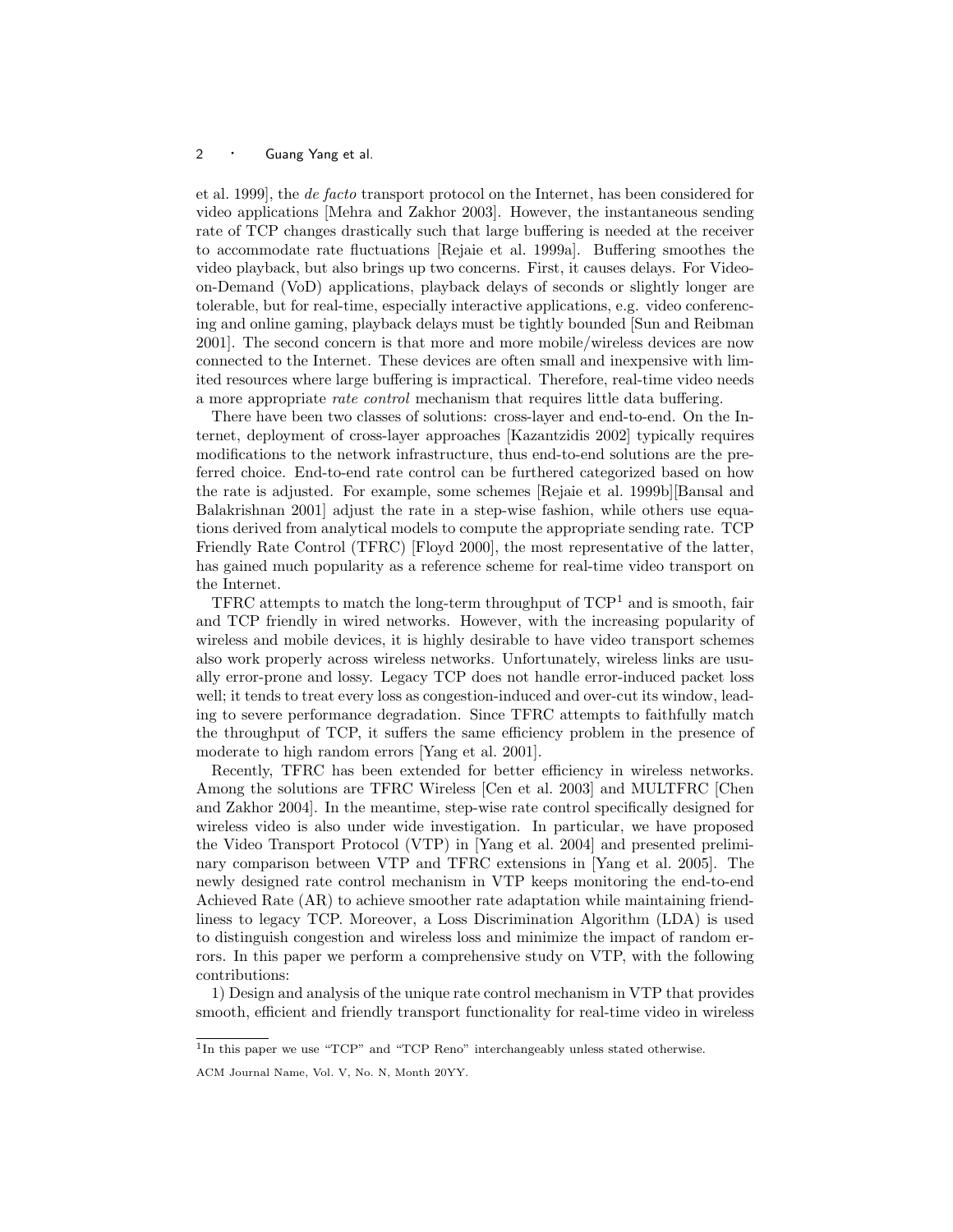et al. 1999], the *de facto* transport protocol on the Internet, has been considered for video applications [Mehra and Zakhor 2003]. However, the instantaneous sending rate of TCP changes drastically such that large buffering is needed at the receiver to accommodate rate fluctuations [Rejaie et al. 1999a]. Buffering smoothes the video playback, but also brings up two concerns. First, it causes delays. For Video-on-Demand (VoD) applications, playback delays of seconds or slightly longer are tolerable, but for real-time, especially interactive applications, e.g. video conferencing and online gaming, playback delays must be tightly bounded [Sun and Reibman 2001]. The second concern is that more and more mobile/wireless devices are now connected to the Internet. These devices are often small and inexpensive with limited resources where large buffering is impractical. Therefore, real-time video needs a more appropriate *rate control* mechanism that requires little data buffering.

There have been two classes of solutions: cross-layer and end-to-end. On the Internet, deployment of cross-layer approaches [Kazantzidis 2002] typically requires modifications to the network infrastructure, thus end-to-end solutions are the preferred choice. End-to-end rate control can be furthered categorized based on how the rate is adjusted. For example, some schemes [Rejaie et al. 1999b][Bansal and Balakrishnan 2001] adjust the rate in a step-wise fashion, while others use equations derived from analytical models to compute the appropriate sending rate. TCP Friendly Rate Control (TFRC) [Floyd 2000], the most representative of the latter, has gained much popularity as a reference scheme for real-time video transport on the Internet.

TFRC attempts to match the long-term throughput of TCP[1] and is smooth, fair and TCP friendly in wired networks. However, with the increasing popularity of wireless and mobile devices, it is highly desirable to have video transport schemes also work properly across wireless networks. Unfortunately, wireless links are usually error-prone and lossy. Legacy TCP does not handle error-induced packet loss well; it tends to treat every loss as congestion-induced and over-cut its window, leading to severe performance degradation. Since TFRC attempts to faithfully match the throughput of TCP, it suffers the same efficiency problem in the presence of moderate to high random errors [Yang et al. 2001].

Recently, TFRC has been extended for better efficiency in wireless networks. Among the solutions are TFRC Wireless [Cen et al. 2003] and MULTFRC [Chen and Zakhor 2004]. In the meantime, step-wise rate control specifically designed for wireless video is also under wide investigation. In particular, we have proposed the Video Transport Protocol (VTP) in [Yang et al. 2004] and presented preliminary comparison between VTP and TFRC extensions in [Yang et al. 2005]. The newly designed rate control mechanism in VTP keeps monitoring the end-to-end Achieved Rate (AR) to achieve smoother rate adaptation while maintaining friendliness to legacy TCP. Moreover, a Loss Discrimination Algorithm (LDA) is used to distinguish congestion and wireless loss and minimize the impact of random errors. In this paper we perform a comprehensive study on VTP, with the following contributions:

1) Design and analysis of the unique rate control mechanism in VTP that provides smooth, efficient and friendly transport functionality for real-time video in wireless

[1] In this paper we use "TCP" and "TCP Reno" interchangeably unless stated otherwise.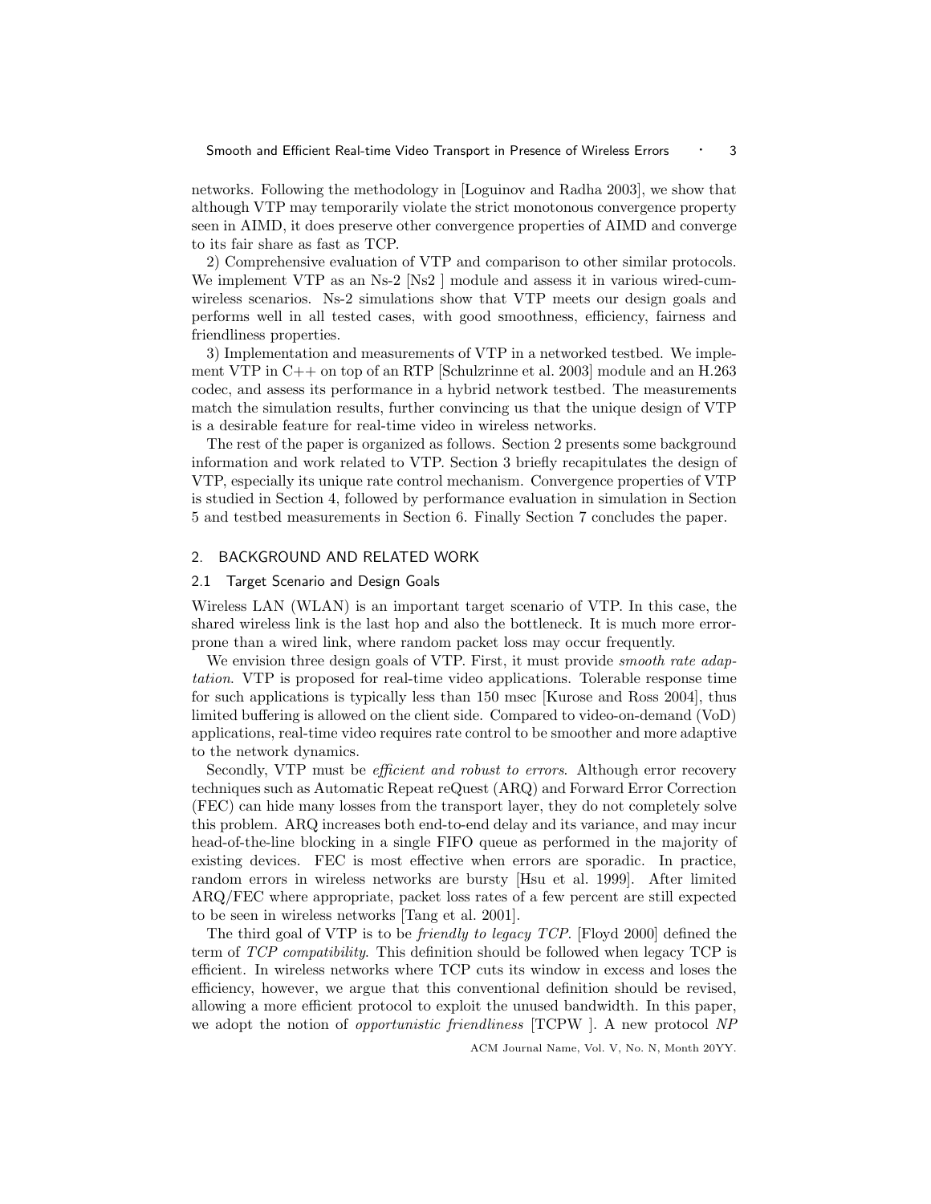networks. Following the methodology in [Loguinov and Radha 2003], we show that although VTP may temporarily violate the strict monotonous convergence property seen in AIMD, it does preserve other convergence properties of AIMD and converge to its fair share as fast as TCP.

2) Comprehensive evaluation of VTP and comparison to other similar protocols. We implement VTP as an Ns-2 [Ns2 ] module and assess it in various wired-cum-wireless scenarios. Ns-2 simulations show that VTP meets our design goals and performs well in all tested cases, with good smoothness, efficiency, fairness and friendliness properties.

3) Implementation and measurements of VTP in a networked testbed. We implement VTP in C++ on top of an RTP [Schulzrinne et al. 2003] module and an H.263 codec, and assess its performance in a hybrid network testbed. The measurements match the simulation results, further convincing us that the unique design of VTP is a desirable feature for real-time video in wireless networks.

The rest of the paper is organized as follows. Section 2 presents some background information and work related to VTP. Section 3 briefly recapitulates the design of VTP, especially its unique rate control mechanism. Convergence properties of VTP is studied in Section 4, followed by performance evaluation in simulation in Section 5 and testbed measurements in Section 6. Finally Section 7 concludes the paper.

## 2. BACKGROUND AND RELATED WORK

### 2.1 Target Scenario and Design Goals

Wireless LAN (WLAN) is an important target scenario of VTP. In this case, the shared wireless link is the last hop and also the bottleneck. It is much more error-prone than a wired link, where random packet loss may occur frequently.

We envision three design goals of VTP. First, it must provide *smooth rate adaptation*. VTP is proposed for real-time video applications. Tolerable response time for such applications is typically less than 150 msec [Kurose and Ross 2004], thus limited buffering is allowed on the client side. Compared to video-on-demand (VoD) applications, real-time video requires rate control to be smoother and more adaptive to the network dynamics.

Secondly, VTP must be *efficient and robust to errors*. Although error recovery techniques such as Automatic Repeat reQuest (ARQ) and Forward Error Correction (FEC) can hide many losses from the transport layer, they do not completely solve this problem. ARQ increases both end-to-end delay and its variance, and may incur head-of-the-line blocking in a single FIFO queue as performed in the majority of existing devices. FEC is most effective when errors are sporadic. In practice, random errors in wireless networks are bursty [Hsu et al. 1999]. After limited ARQ/FEC where appropriate, packet loss rates of a few percent are still expected to be seen in wireless networks [Tang et al. 2001].

The third goal of VTP is to be *friendly to legacy TCP*. [Floyd 2000] defined the term of *TCP compatibility*. This definition should be followed when legacy TCP is efficient. In wireless networks where TCP cuts its window in excess and loses the efficiency, however, we argue that this conventional definition should be revised, allowing a more efficient protocol to exploit the unused bandwidth. In this paper, we adopt the notion of *opportunistic friendliness* [TCPW ]. A new protocol *NP*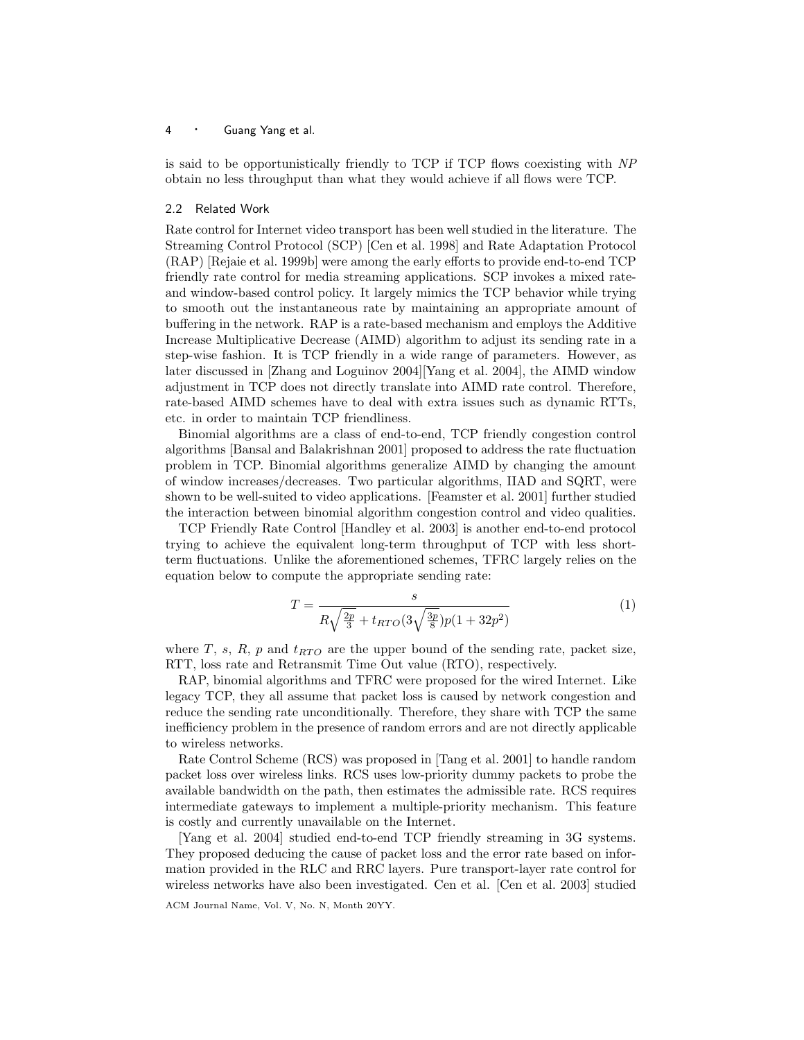is said to be opportunistically friendly to TCP if TCP flows coexisting with *NP* obtain no less throughput than what they would achieve if all flows were TCP.

### 2.2 Related Work

Rate control for Internet video transport has been well studied in the literature. The Streaming Control Protocol (SCP) [Cen et al. 1998] and Rate Adaptation Protocol (RAP) [Rejaie et al. 1999b] were among the early efforts to provide end-to-end TCP friendly rate control for media streaming applications. SCP invokes a mixed rate- and window-based control policy. It largely mimics the TCP behavior while trying to smooth out the instantaneous rate by maintaining an appropriate amount of buffering in the network. RAP is a rate-based mechanism and employs the Additive Increase Multiplicative Decrease (AIMD) algorithm to adjust its sending rate in a step-wise fashion. It is TCP friendly in a wide range of parameters. However, as later discussed in [Zhang and Loguinov 2004][Yang et al. 2004], the AIMD window adjustment in TCP does not directly translate into AIMD rate control. Therefore, rate-based AIMD schemes have to deal with extra issues such as dynamic RTTs, etc. in order to maintain TCP friendliness.

Binomial algorithms are a class of end-to-end, TCP friendly congestion control algorithms [Bansal and Balakrishnan 2001] proposed to address the rate fluctuation problem in TCP. Binomial algorithms generalize AIMD by changing the amount of window increases/decreases. Two particular algorithms, IIAD and SQRT, were shown to be well-suited to video applications. [Feamster et al. 2001] further studied the interaction between binomial algorithm congestion control and video qualities.

TCP Friendly Rate Control [Handley et al. 2003] is another end-to-end protocol trying to achieve the equivalent long-term throughput of TCP with less short-term fluctuations. Unlike the aforementioned schemes, TFRC largely relies on the equation below to compute the appropriate sending rate:

$$T = \frac{s}{R\sqrt{\frac{2p}{3}} + t_{RTO}(3\sqrt{\frac{3p}{8}})p(1 + 32p^2)} \tag{1}$$

where $T$, $s$, $R$, $p$ and $t_{RTO}$ are the upper bound of the sending rate, packet size, RTT, loss rate and Retransmit Time Out value (RTO), respectively.

RAP, binomial algorithms and TFRC were proposed for the wired Internet. Like legacy TCP, they all assume that packet loss is caused by network congestion and reduce the sending rate unconditionally. Therefore, they share with TCP the same inefficiency problem in the presence of random errors and are not directly applicable to wireless networks.

Rate Control Scheme (RCS) was proposed in [Tang et al. 2001] to handle random packet loss over wireless links. RCS uses low-priority dummy packets to probe the available bandwidth on the path, then estimates the admissible rate. RCS requires intermediate gateways to implement a multiple-priority mechanism. This feature is costly and currently unavailable on the Internet.

[Yang et al. 2004] studied end-to-end TCP friendly streaming in 3G systems. They proposed deducing the cause of packet loss and the error rate based on information provided in the RLC and RRC layers. Pure transport-layer rate control for wireless networks have also been investigated. Cen et al. [Cen et al. 2003] studied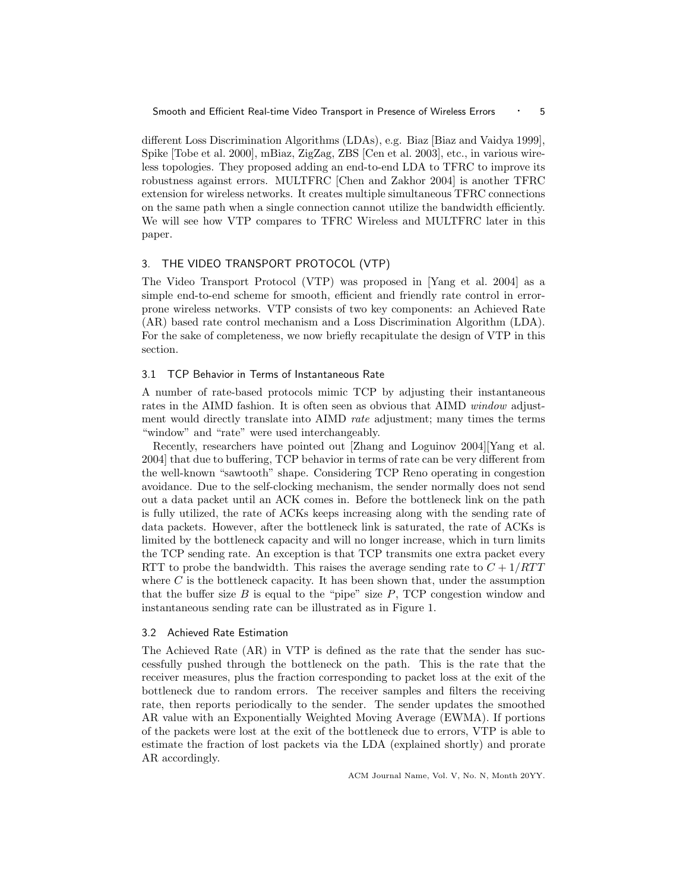different Loss Discrimination Algorithms (LDAs), e.g. Biaz [Biaz and Vaidya 1999], Spike [Tobe et al. 2000], mBiaz, ZigZag, ZBS [Cen et al. 2003], etc., in various wireless topologies. They proposed adding an end-to-end LDA to TFRC to improve its robustness against errors. MULTFRC [Chen and Zakhor 2004] is another TFRC extension for wireless networks. It creates multiple simultaneous TFRC connections on the same path when a single connection cannot utilize the bandwidth efficiently. We will see how VTP compares to TFRC Wireless and MULTFRC later in this paper.

## 3. THE VIDEO TRANSPORT PROTOCOL (VTP)

The Video Transport Protocol (VTP) was proposed in [Yang et al. 2004] as a simple end-to-end scheme for smooth, efficient and friendly rate control in error-prone wireless networks. VTP consists of two key components: an Achieved Rate (AR) based rate control mechanism and a Loss Discrimination Algorithm (LDA). For the sake of completeness, we now briefly recapitulate the design of VTP in this section.

### 3.1 TCP Behavior in Terms of Instantaneous Rate

A number of rate-based protocols mimic TCP by adjusting their instantaneous rates in the AIMD fashion. It is often seen as obvious that AIMD *window* adjustment would directly translate into AIMD *rate* adjustment; many times the terms "window" and "rate" were used interchangeably.

Recently, researchers have pointed out [Zhang and Loguinov 2004][Yang et al. 2004] that due to buffering, TCP behavior in terms of rate can be very different from the well-known "sawtooth" shape. Considering TCP Reno operating in congestion avoidance. Due to the self-clocking mechanism, the sender normally does not send out a data packet until an ACK comes in. Before the bottleneck link on the path is fully utilized, the rate of ACKs keeps increasing along with the sending rate of data packets. However, after the bottleneck link is saturated, the rate of ACKs is limited by the bottleneck capacity and will no longer increase, which in turn limits the TCP sending rate. An exception is that TCP transmits one extra packet every RTT to probe the bandwidth. This raises the average sending rate to $C + 1/RTT$ where $C$ is the bottleneck capacity. It has been shown that, under the assumption that the buffer size $B$ is equal to the "pipe" size $P$, TCP congestion window and instantaneous sending rate can be illustrated as in Figure 1.

### 3.2 Achieved Rate Estimation

The Achieved Rate (AR) in VTP is defined as the rate that the sender has successfully pushed through the bottleneck on the path. This is the rate that the receiver measures, plus the fraction corresponding to packet loss at the exit of the bottleneck due to random errors. The receiver samples and filters the receiving rate, then reports periodically to the sender. The sender updates the smoothed AR value with an Exponentially Weighted Moving Average (EWMA). If portions of the packets were lost at the exit of the bottleneck due to errors, VTP is able to estimate the fraction of lost packets via the LDA (explained shortly) and prorate AR accordingly.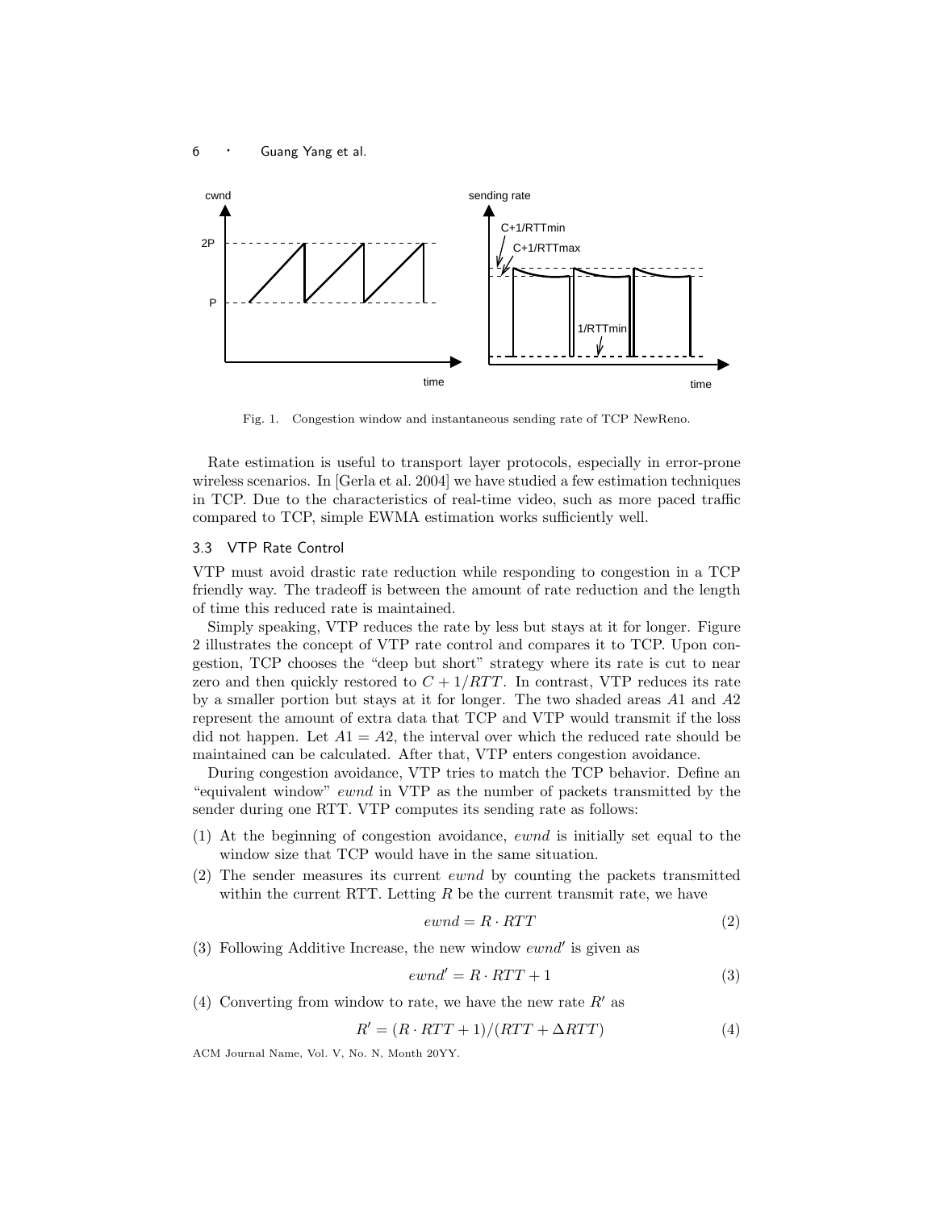Fig. 1. Congestion window and instantaneous sending rate of TCP NewReno.

Rate estimation is useful to transport layer protocols, especially in error-prone wireless scenarios. In [Gerla et al. 2004] we have studied a few estimation techniques in TCP. Due to the characteristics of real-time video, such as more paced traffic compared to TCP, simple EWMA estimation works sufficiently well.

### 3.3 VTP Rate Control

VTP must avoid drastic rate reduction while responding to congestion in a TCP friendly way. The tradeoff is between the amount of rate reduction and the length of time this reduced rate is maintained.

Simply speaking, VTP reduces the rate by less but stays at it for longer. Figure 2 illustrates the concept of VTP rate control and compares it to TCP. Upon congestion, TCP chooses the "deep but short" strategy where its rate is cut to near zero and then quickly restored to $C + 1/RTT$. In contrast, VTP reduces its rate by a smaller portion but stays at it for longer. The two shaded areas $A1$ and $A2$ represent the amount of extra data that TCP and VTP would transmit if the loss did not happen. Let $A1 = A2$, the interval over which the reduced rate should be maintained can be calculated. After that, VTP enters congestion avoidance.

During congestion avoidance, VTP tries to match the TCP behavior. Define an "equivalent window" *ewnd* in VTP as the number of packets transmitted by the sender during one RTT. VTP computes its sending rate as follows:

(1) At the beginning of congestion avoidance, *ewnd* is initially set equal to the window size that TCP would have in the same situation.

(2) The sender measures its current *ewnd* by counting the packets transmitted within the current RTT. Letting $R$ be the current transmit rate, we have

$$ewnd = R \cdot RTT \tag{2}$$

(3) Following Additive Increase, the new window $ewnd'$ is given as

$$ewnd' = R \cdot RTT + 1 \tag{3}$$

(4) Converting from window to rate, we have the new rate $R'$ as

$$R' = (R \cdot RTT + 1)/(RTT + \Delta RTT) \tag{4}$$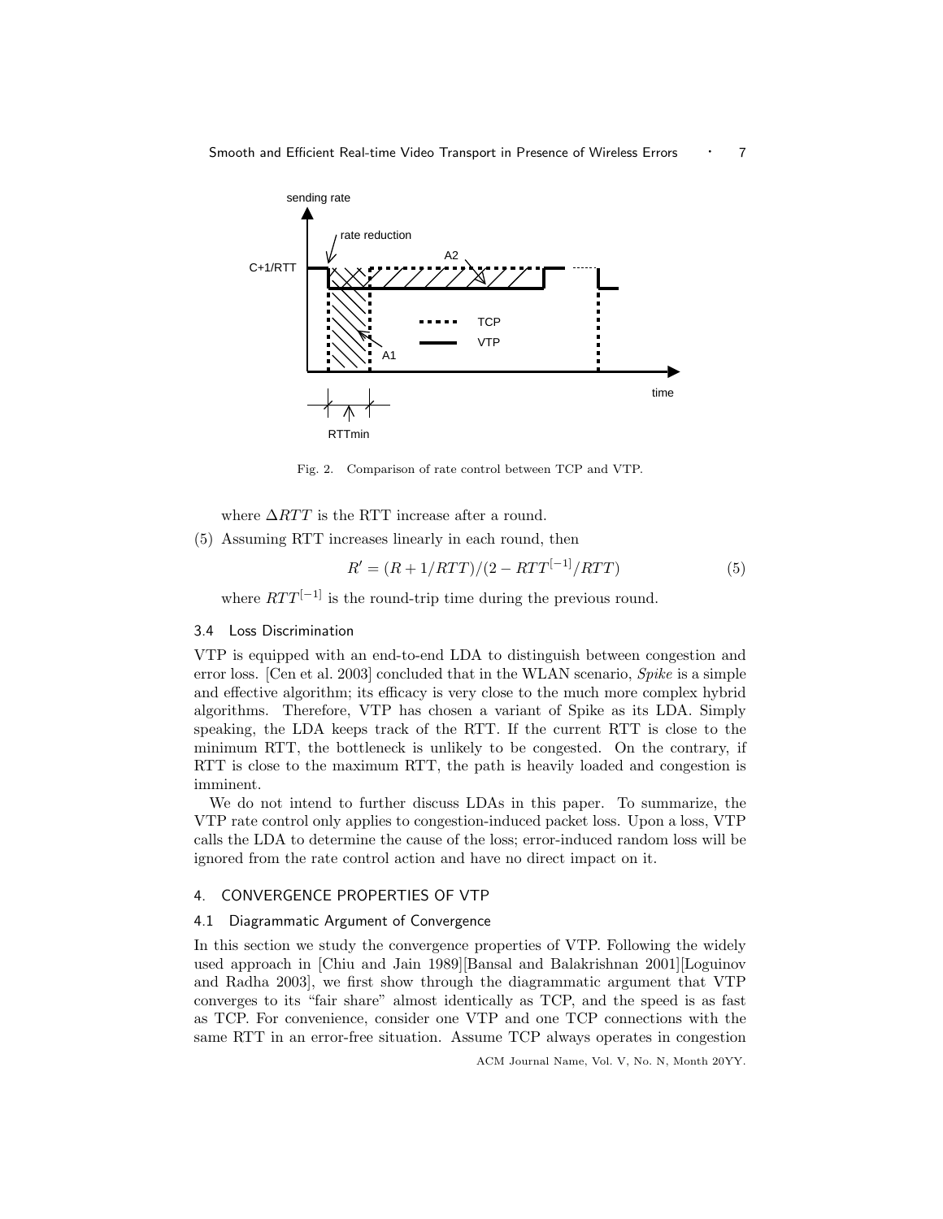Fig. 2. Comparison of rate control between TCP and VTP.

where $\Delta RTT$ is the RTT increase after a round.

(5) Assuming RTT increases linearly in each round, then

$$R' = (R + 1/RTT)/(2 - RTT^{[-1]}/RTT) \tag{5}$$

where $RTT^{[-1]}$ is the round-trip time during the previous round.

### 3.4 Loss Discrimination

VTP is equipped with an end-to-end LDA to distinguish between congestion and error loss. [Cen et al. 2003] concluded that in the WLAN scenario, *Spike* is a simple and effective algorithm; its efficacy is very close to the much more complex hybrid algorithms. Therefore, VTP has chosen a variant of Spike as its LDA. Simply speaking, the LDA keeps track of the RTT. If the current RTT is close to the minimum RTT, the bottleneck is unlikely to be congested. On the contrary, if RTT is close to the maximum RTT, the path is heavily loaded and congestion is imminent.

We do not intend to further discuss LDAs in this paper. To summarize, the VTP rate control only applies to congestion-induced packet loss. Upon a loss, VTP calls the LDA to determine the cause of the loss; error-induced random loss will be ignored from the rate control action and have no direct impact on it.

## 4. CONVERGENCE PROPERTIES OF VTP

### 4.1 Diagrammatic Argument of Convergence

In this section we study the convergence properties of VTP. Following the widely used approach in [Chiu and Jain 1989][Bansal and Balakrishnan 2001][Loguinov and Radha 2003], we first show through the diagrammatic argument that VTP converges to its "fair share" almost identically as TCP, and the speed is as fast as TCP. For convenience, consider one VTP and one TCP connections with the same RTT in an error-free situation. Assume TCP always operates in congestion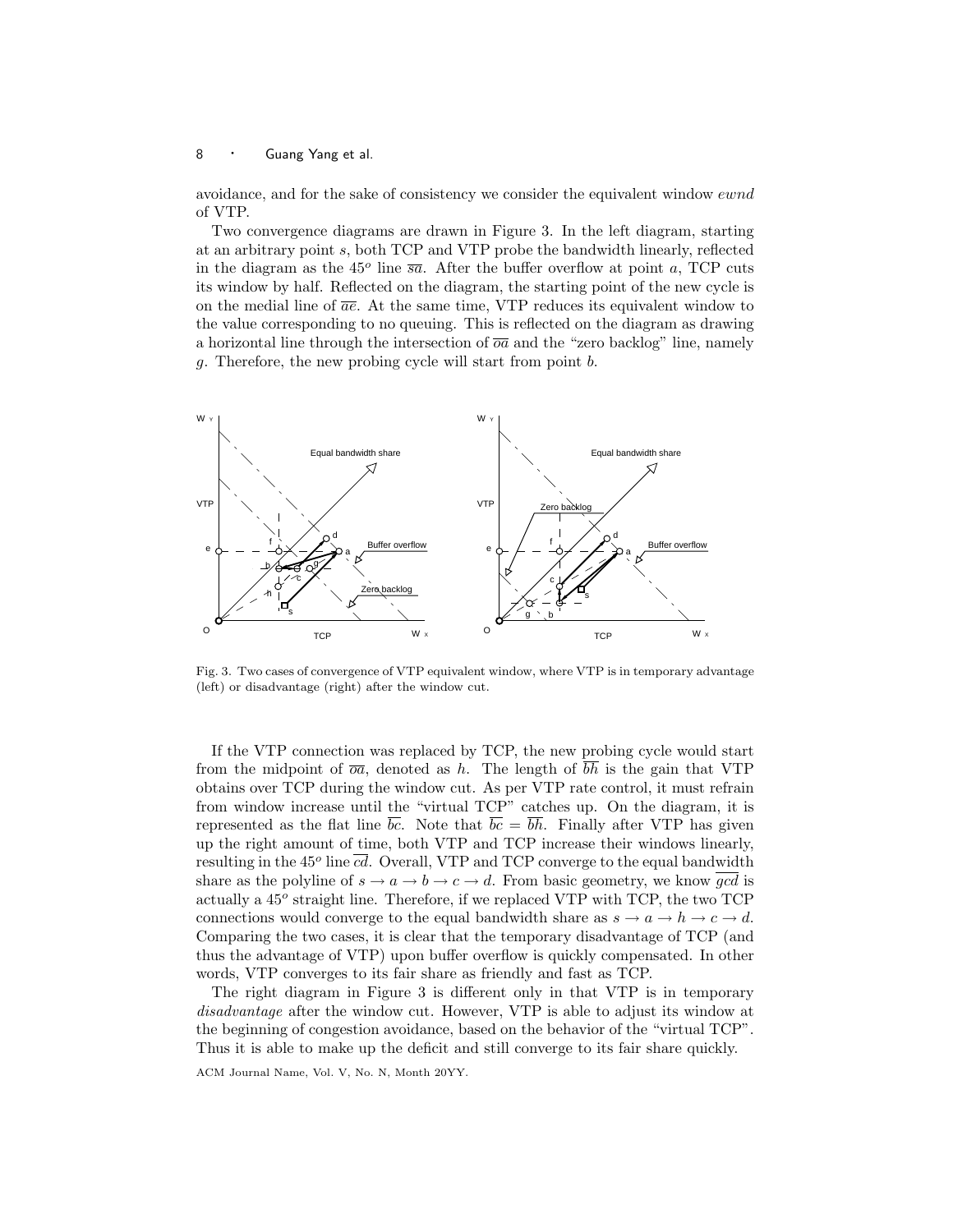avoidance, and for the sake of consistency we consider the equivalent window *ewnd* of VTP.

Two convergence diagrams are drawn in Figure 3. In the left diagram, starting at an arbitrary point $s$, both TCP and VTP probe the bandwidth linearly, reflected in the diagram as the $45^o$ line $\overline{sa}$. After the buffer overflow at point $a$, TCP cuts its window by half. Reflected on the diagram, the starting point of the new cycle is on the medial line of $\overline{ae}$. At the same time, VTP reduces its equivalent window to the value corresponding to no queuing. This is reflected on the diagram as drawing a horizontal line through the intersection of $\overline{oa}$ and the "zero backlog" line, namely $g$. Therefore, the new probing cycle will start from point $b$.

Fig. 3. Two cases of convergence of VTP equivalent window, where VTP is in temporary advantage (left) or disadvantage (right) after the window cut.

If the VTP connection was replaced by TCP, the new probing cycle would start from the midpoint of $\overline{oa}$, denoted as $h$. The length of $\overline{bh}$ is the gain that VTP obtains over TCP during the window cut. As per VTP rate control, it must refrain from window increase until the "virtual TCP" catches up. On the diagram, it is represented as the flat line $\overline{bc}$. Note that $\overline{bc} = \overline{bh}$. Finally after VTP has given up the right amount of time, both VTP and TCP increase their windows linearly, resulting in the $45^o$ line $\overline{cd}$. Overall, VTP and TCP converge to the equal bandwidth share as the polyline of $s \to a \to b \to c \to d$. From basic geometry, we know $\overline{gcd}$ is actually a $45^o$ straight line. Therefore, if we replaced VTP with TCP, the two TCP connections would converge to the equal bandwidth share as $s \to a \to h \to c \to d$. Comparing the two cases, it is clear that the temporary disadvantage of TCP (and thus the advantage of VTP) upon buffer overflow is quickly compensated. In other words, VTP converges to its fair share as friendly and fast as TCP.

The right diagram in Figure 3 is different only in that VTP is in temporary *disadvantage* after the window cut. However, VTP is able to adjust its window at the beginning of congestion avoidance, based on the behavior of the "virtual TCP". Thus it is able to make up the deficit and still converge to its fair share quickly.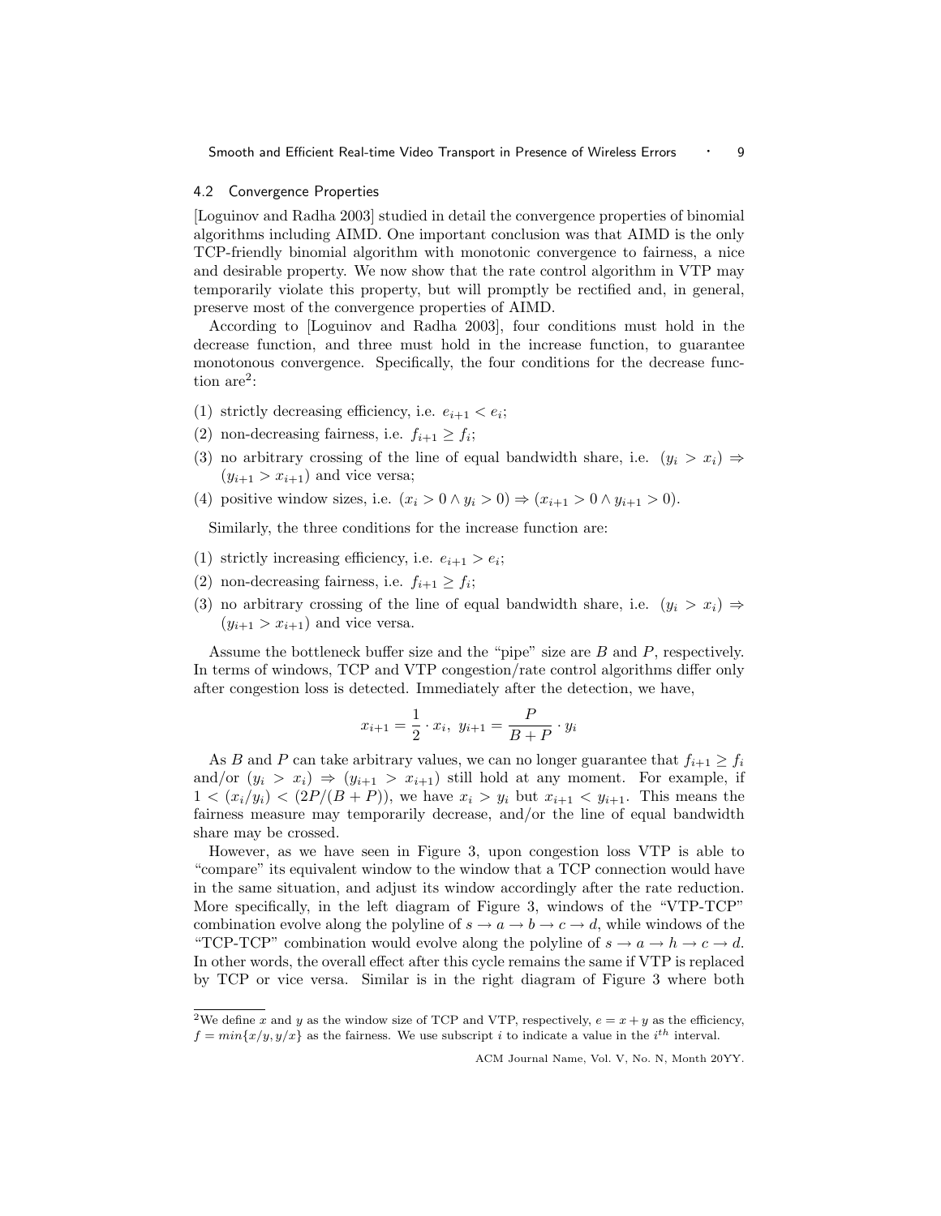### 4.2 Convergence Properties

[Loguinov and Radha 2003] studied in detail the convergence properties of binomial algorithms including AIMD. One important conclusion was that AIMD is the only TCP-friendly binomial algorithm with monotonic convergence to fairness, a nice and desirable property. We now show that the rate control algorithm in VTP may temporarily violate this property, but will promptly be rectified and, in general, preserve most of the convergence properties of AIMD.

According to [Loguinov and Radha 2003], four conditions must hold in the decrease function, and three must hold in the increase function, to guarantee monotonous convergence. Specifically, the four conditions for the decrease function are[2]:

(1) strictly decreasing efficiency, i.e. $e_{i+1} < e_i$;

(2) non-decreasing fairness, i.e. $f_{i+1} \geq f_i$;

(3) no arbitrary crossing of the line of equal bandwidth share, i.e. $(y_i > x_i) \Rightarrow (y_{i+1} > x_{i+1})$ and vice versa;

(4) positive window sizes, i.e. $(x_i > 0 \wedge y_i > 0) \Rightarrow (x_{i+1} > 0 \wedge y_{i+1} > 0)$.

Similarly, the three conditions for the increase function are:

(1) strictly increasing efficiency, i.e. $e_{i+1} > e_i$;

(2) non-decreasing fairness, i.e. $f_{i+1} \geq f_i$;

(3) no arbitrary crossing of the line of equal bandwidth share, i.e. $(y_i > x_i) \Rightarrow (y_{i+1} > x_{i+1})$ and vice versa.

Assume the bottleneck buffer size and the "pipe" size are $B$ and $P$, respectively. In terms of windows, TCP and VTP congestion/rate control algorithms differ only after congestion loss is detected. Immediately after the detection, we have,

$$x_{i+1} = \frac{1}{2} \cdot x_i, \; y_{i+1} = \frac{P}{B+P} \cdot y_i$$

As $B$ and $P$ can take arbitrary values, we can no longer guarantee that $f_{i+1} \geq f_i$ and/or $(y_i > x_i) \Rightarrow (y_{i+1} > x_{i+1})$ still hold at any moment. For example, if $1 < (x_i/y_i) < (2P/(B+P))$, we have $x_i > y_i$ but $x_{i+1} < y_{i+1}$. This means the fairness measure may temporarily decrease, and/or the line of equal bandwidth share may be crossed.

However, as we have seen in Figure 3, upon congestion loss VTP is able to "compare" its equivalent window to the window that a TCP connection would have in the same situation, and adjust its window accordingly after the rate reduction. More specifically, in the left diagram of Figure 3, windows of the "VTP-TCP" combination evolve along the polyline of $s \rightarrow a \rightarrow b \rightarrow c \rightarrow d$, while windows of the "TCP-TCP" combination would evolve along the polyline of $s \rightarrow a \rightarrow h \rightarrow c \rightarrow d$. In other words, the overall effect after this cycle remains the same if VTP is replaced by TCP or vice versa. Similar is in the right diagram of Figure 3 where both

---

[2] We define $x$ and $y$ as the window size of TCP and VTP, respectively, $e = x + y$ as the efficiency, $f = min\{x/y, y/x\}$ as the fairness. We use subscript $i$ to indicate a value in the $i^{th}$ interval.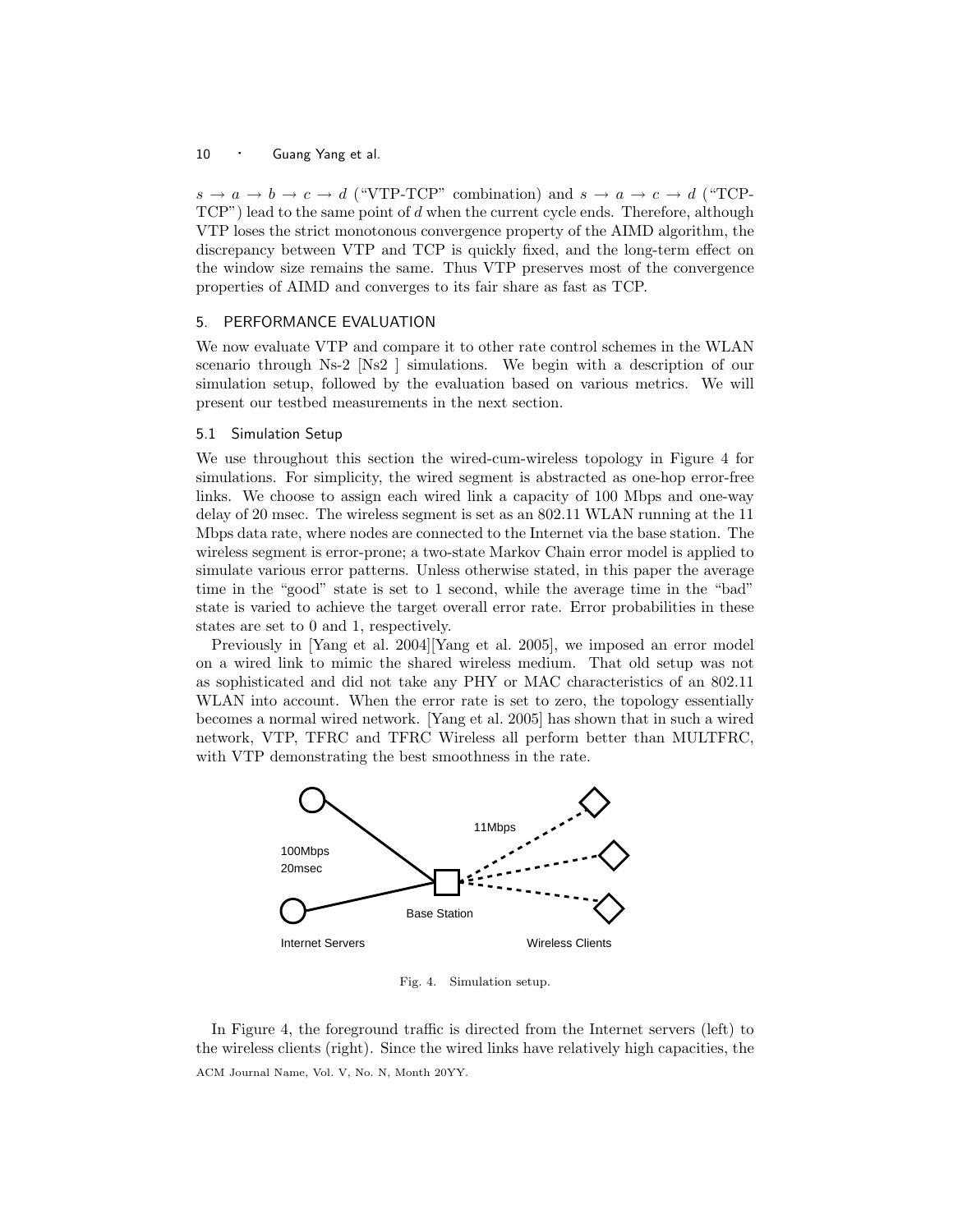$s \rightarrow a \rightarrow b \rightarrow c \rightarrow d$ ("VTP-TCP" combination) and $s \rightarrow a \rightarrow c \rightarrow d$ ("TCP-TCP") lead to the same point of $d$ when the current cycle ends. Therefore, although VTP loses the strict monotonous convergence property of the AIMD algorithm, the discrepancy between VTP and TCP is quickly fixed, and the long-term effect on the window size remains the same. Thus VTP preserves most of the convergence properties of AIMD and converges to its fair share as fast as TCP.

## 5. PERFORMANCE EVALUATION

We now evaluate VTP and compare it to other rate control schemes in the WLAN scenario through Ns-2 [Ns2 ] simulations. We begin with a description of our simulation setup, followed by the evaluation based on various metrics. We will present our testbed measurements in the next section.

### 5.1 Simulation Setup

We use throughout this section the wired-cum-wireless topology in Figure 4 for simulations. For simplicity, the wired segment is abstracted as one-hop error-free links. We choose to assign each wired link a capacity of 100 Mbps and one-way delay of 20 msec. The wireless segment is set as an 802.11 WLAN running at the 11 Mbps data rate, where nodes are connected to the Internet via the base station. The wireless segment is error-prone; a two-state Markov Chain error model is applied to simulate various error patterns. Unless otherwise stated, in this paper the average time in the "good" state is set to 1 second, while the average time in the "bad" state is varied to achieve the target overall error rate. Error probabilities in these states are set to 0 and 1, respectively.

Previously in [Yang et al. 2004][Yang et al. 2005], we imposed an error model on a wired link to mimic the shared wireless medium. That old setup was not as sophisticated and did not take any PHY or MAC characteristics of an 802.11 WLAN into account. When the error rate is set to zero, the topology essentially becomes a normal wired network. [Yang et al. 2005] has shown that in such a wired network, VTP, TFRC and TFRC Wireless all perform better than MULTFRC, with VTP demonstrating the best smoothness in the rate.

Fig. 4. Simulation setup.

In Figure 4, the foreground traffic is directed from the Internet servers (left) to the wireless clients (right). Since the wired links have relatively high capacities, the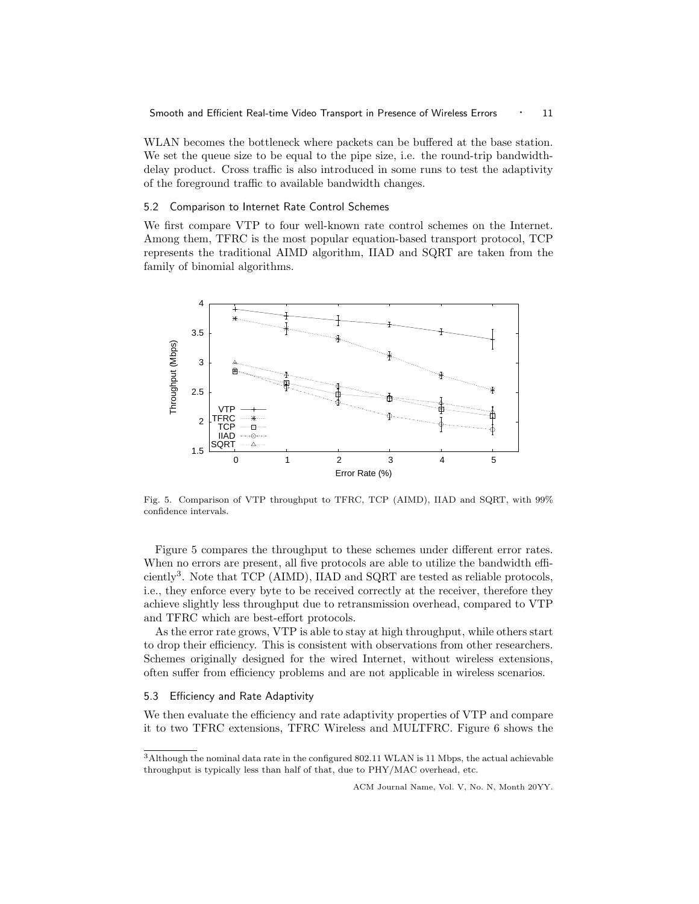WLAN becomes the bottleneck where packets can be buffered at the base station. We set the queue size to be equal to the pipe size, i.e. the round-trip bandwidth-delay product. Cross traffic is also introduced in some runs to test the adaptivity of the foreground traffic to available bandwidth changes.

### 5.2 Comparison to Internet Rate Control Schemes

We first compare VTP to four well-known rate control schemes on the Internet. Among them, TFRC is the most popular equation-based transport protocol, TCP represents the traditional AIMD algorithm, IIAD and SQRT are taken from the family of binomial algorithms.

Fig. 5. Comparison of VTP throughput to TFRC, TCP (AIMD), IIAD and SQRT, with 99% confidence intervals.

Figure 5 compares the throughput to these schemes under different error rates. When no errors are present, all five protocols are able to utilize the bandwidth efficiently[3]. Note that TCP (AIMD), IIAD and SQRT are tested as reliable protocols, i.e., they enforce every byte to be received correctly at the receiver, therefore they achieve slightly less throughput due to retransmission overhead, compared to VTP and TFRC which are best-effort protocols.

As the error rate grows, VTP is able to stay at high throughput, while others start to drop their efficiency. This is consistent with observations from other researchers. Schemes originally designed for the wired Internet, without wireless extensions, often suffer from efficiency problems and are not applicable in wireless scenarios.

### 5.3 Efficiency and Rate Adaptivity

We then evaluate the efficiency and rate adaptivity properties of VTP and compare it to two TFRC extensions, TFRC Wireless and MULTFRC. Figure 6 shows the

[3] Although the nominal data rate in the configured 802.11 WLAN is 11 Mbps, the actual achievable throughput is typically less than half of that, due to PHY/MAC overhead, etc.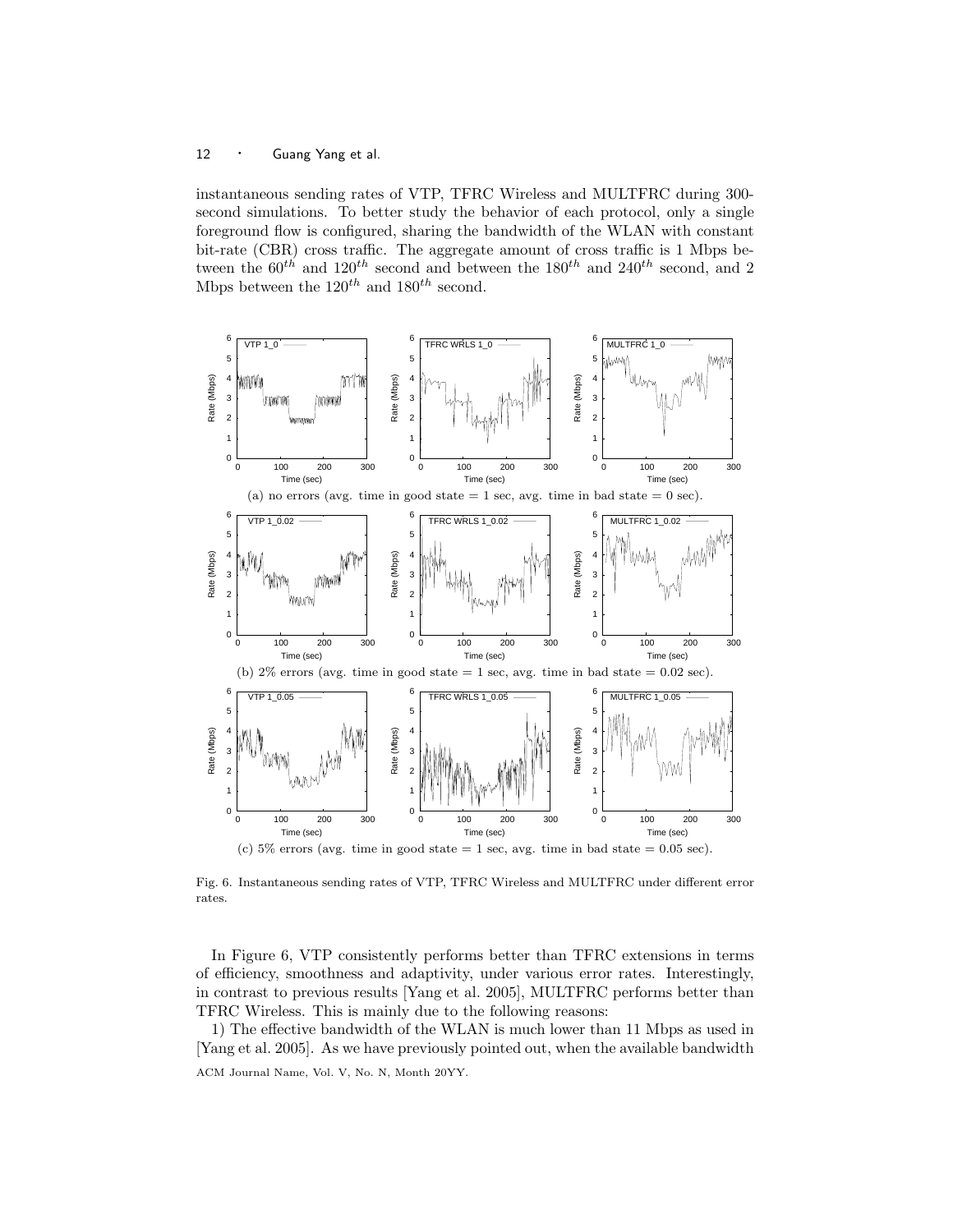instantaneous sending rates of VTP, TFRC Wireless and MULTFRC during 300-second simulations. To better study the behavior of each protocol, only a single foreground flow is configured, sharing the bandwidth of the WLAN with constant bit-rate (CBR) cross traffic. The aggregate amount of cross traffic is 1 Mbps between the $60^{th}$ and $120^{th}$ second and between the $180^{th}$ and $240^{th}$ second, and 2 Mbps between the $120^{th}$ and $180^{th}$ second.

(a) no errors (avg. time in good state = 1 sec, avg. time in bad state = 0 sec).

(b) 2% errors (avg. time in good state = 1 sec, avg. time in bad state = 0.02 sec).

(c) 5% errors (avg. time in good state = 1 sec, avg. time in bad state = 0.05 sec).

Fig. 6. Instantaneous sending rates of VTP, TFRC Wireless and MULTFRC under different error rates.

In Figure 6, VTP consistently performs better than TFRC extensions in terms of efficiency, smoothness and adaptivity, under various error rates. Interestingly, in contrast to previous results [Yang et al. 2005], MULTFRC performs better than TFRC Wireless. This is mainly due to the following reasons:

1) The effective bandwidth of the WLAN is much lower than 11 Mbps as used in [Yang et al. 2005]. As we have previously pointed out, when the available bandwidth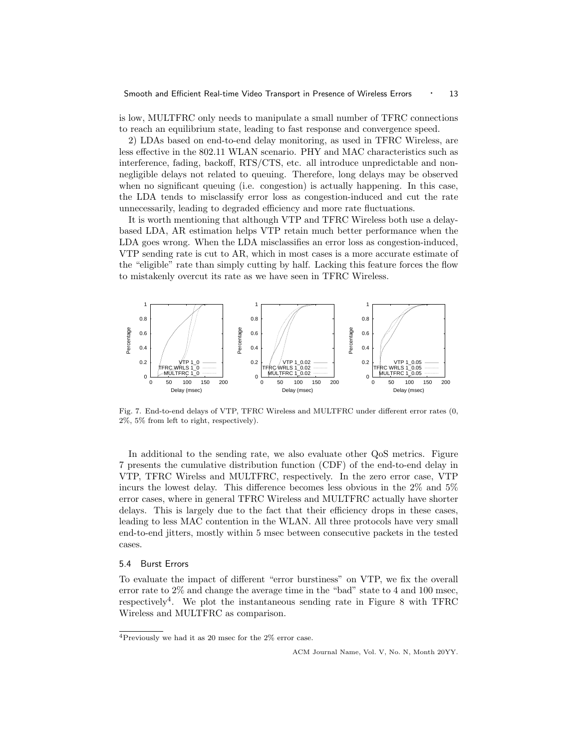is low, MULTFRC only needs to manipulate a small number of TFRC connections to reach an equilibrium state, leading to fast response and convergence speed.

2) LDAs based on end-to-end delay monitoring, as used in TFRC Wireless, are less effective in the 802.11 WLAN scenario. PHY and MAC characteristics such as interference, fading, backoff, RTS/CTS, etc. all introduce unpredictable and non-negligible delays not related to queuing. Therefore, long delays may be observed when no significant queuing (i.e. congestion) is actually happening. In this case, the LDA tends to misclassify error loss as congestion-induced and cut the rate unnecessarily, leading to degraded efficiency and more rate fluctuations.

It is worth mentioning that although VTP and TFRC Wireless both use a delay-based LDA, AR estimation helps VTP retain much better performance when the LDA goes wrong. When the LDA misclassifies an error loss as congestion-induced, VTP sending rate is cut to AR, which in most cases is a more accurate estimate of the "eligible" rate than simply cutting by half. Lacking this feature forces the flow to mistakenly overcut its rate as we have seen in TFRC Wireless.

Fig. 7. End-to-end delays of VTP, TFRC Wireless and MULTFRC under different error rates (0, 2%, 5% from left to right, respectively).

In additional to the sending rate, we also evaluate other QoS metrics. Figure 7 presents the cumulative distribution function (CDF) of the end-to-end delay in VTP, TFRC Wirelss and MULTFRC, respectively. In the zero error case, VTP incurs the lowest delay. This difference becomes less obvious in the 2% and 5% error cases, where in general TFRC Wireless and MULTFRC actually have shorter delays. This is largely due to the fact that their efficiency drops in these cases, leading to less MAC contention in the WLAN. All three protocols have very small end-to-end jitters, mostly within 5 msec between consecutive packets in the tested cases.

### 5.4 Burst Errors

To evaluate the impact of different "error burstiness" on VTP, we fix the overall error rate to 2% and change the average time in the "bad" state to 4 and 100 msec, respectively[4]. We plot the instantaneous sending rate in Figure 8 with TFRC Wireless and MULTFRC as comparison.

[4]Previously we had it as 20 msec for the 2% error case.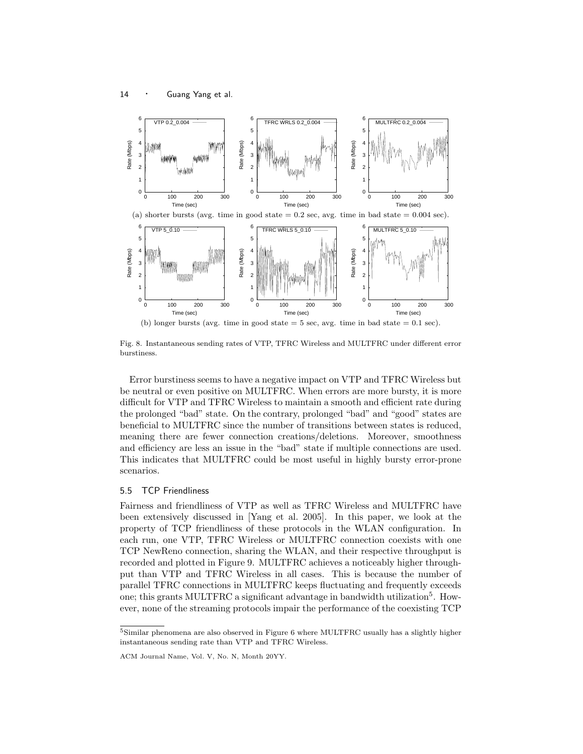(a) shorter bursts (avg. time in good state = 0.2 sec, avg. time in bad state = 0.004 sec).

(b) longer bursts (avg. time in good state = 5 sec, avg. time in bad state = 0.1 sec).

Fig. 8. Instantaneous sending rates of VTP, TFRC Wireless and MULTFRC under different error burstiness.

Error burstiness seems to have a negative impact on VTP and TFRC Wireless but be neutral or even positive on MULTFRC. When errors are more bursty, it is more difficult for VTP and TFRC Wireless to maintain a smooth and efficient rate during the prolonged "bad" state. On the contrary, prolonged "bad" and "good" states are beneficial to MULTFRC since the number of transitions between states is reduced, meaning there are fewer connection creations/deletions. Moreover, smoothness and efficiency are less an issue in the "bad" state if multiple connections are used. This indicates that MULTFRC could be most useful in highly bursty error-prone scenarios.

### 5.5 TCP Friendliness

Fairness and friendliness of VTP as well as TFRC Wireless and MULTFRC have been extensively discussed in [Yang et al. 2005]. In this paper, we look at the property of TCP friendliness of these protocols in the WLAN configuration. In each run, one VTP, TFRC Wireless or MULTFRC connection coexists with one TCP NewReno connection, sharing the WLAN, and their respective throughput is recorded and plotted in Figure 9. MULTFRC achieves a noticeably higher throughput than VTP and TFRC Wireless in all cases. This is because the number of parallel TFRC connections in MULTFRC keeps fluctuating and frequently exceeds one; this grants MULTFRC a significant advantage in bandwidth utilization[5]. However, none of the streaming protocols impair the performance of the coexisting TCP

[5]Similar phenomena are also observed in Figure 6 where MULTFRC usually has a slightly higher instantaneous sending rate than VTP and TFRC Wireless.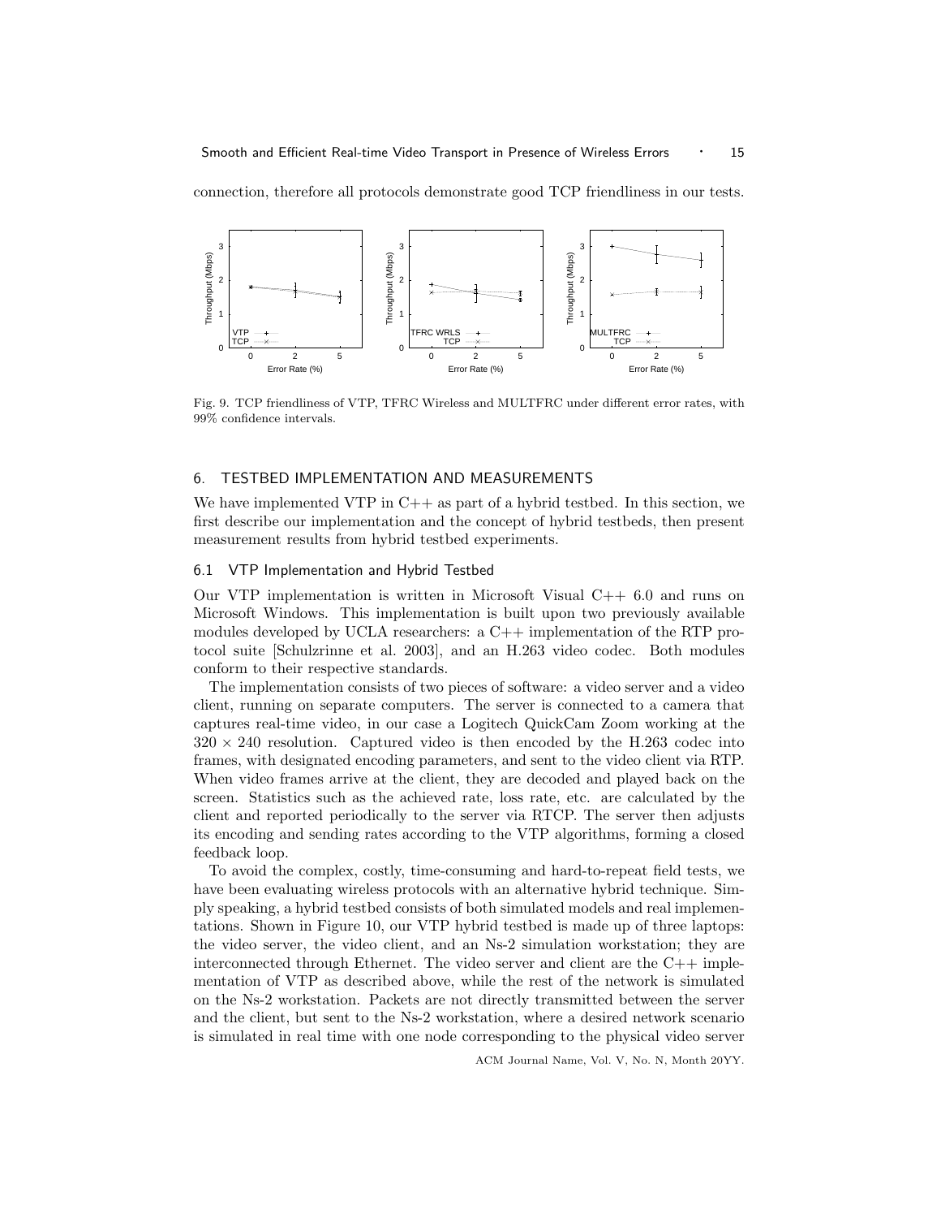connection, therefore all protocols demonstrate good TCP friendliness in our tests.

Fig. 9. TCP friendliness of VTP, TFRC Wireless and MULTFRC under different error rates, with 99% confidence intervals.

## 6. TESTBED IMPLEMENTATION AND MEASUREMENTS

We have implemented VTP in C++ as part of a hybrid testbed. In this section, we first describe our implementation and the concept of hybrid testbeds, then present measurement results from hybrid testbed experiments.

### 6.1 VTP Implementation and Hybrid Testbed

Our VTP implementation is written in Microsoft Visual C++ 6.0 and runs on Microsoft Windows. This implementation is built upon two previously available modules developed by UCLA researchers: a C++ implementation of the RTP protocol suite [Schulzrinne et al. 2003], and an H.263 video codec. Both modules conform to their respective standards.

The implementation consists of two pieces of software: a video server and a video client, running on separate computers. The server is connected to a camera that captures real-time video, in our case a Logitech QuickCam Zoom working at the $320 \times 240$ resolution. Captured video is then encoded by the H.263 codec into frames, with designated encoding parameters, and sent to the video client via RTP. When video frames arrive at the client, they are decoded and played back on the screen. Statistics such as the achieved rate, loss rate, etc. are calculated by the client and reported periodically to the server via RTCP. The server then adjusts its encoding and sending rates according to the VTP algorithms, forming a closed feedback loop.

To avoid the complex, costly, time-consuming and hard-to-repeat field tests, we have been evaluating wireless protocols with an alternative hybrid technique. Simply speaking, a hybrid testbed consists of both simulated models and real implementations. Shown in Figure 10, our VTP hybrid testbed is made up of three laptops: the video server, the video client, and an Ns-2 simulation workstation; they are interconnected through Ethernet. The video server and client are the C++ implementation of VTP as described above, while the rest of the network is simulated on the Ns-2 workstation. Packets are not directly transmitted between the server and the client, but sent to the Ns-2 workstation, where a desired network scenario is simulated in real time with one node corresponding to the physical video server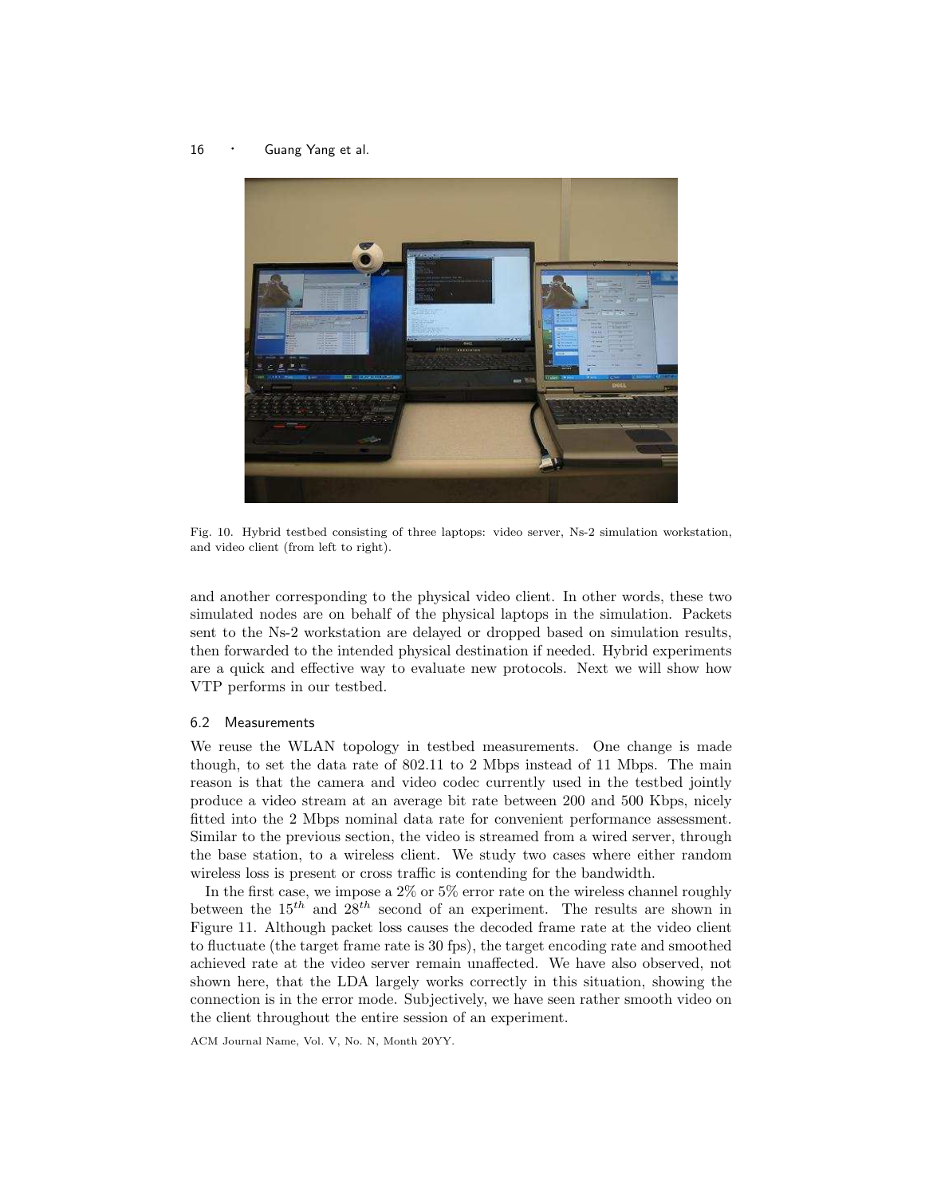Fig. 10. Hybrid testbed consisting of three laptops: video server, Ns-2 simulation workstation, and video client (from left to right).

and another corresponding to the physical video client. In other words, these two simulated nodes are on behalf of the physical laptops in the simulation. Packets sent to the Ns-2 workstation are delayed or dropped based on simulation results, then forwarded to the intended physical destination if needed. Hybrid experiments are a quick and effective way to evaluate new protocols. Next we will show how VTP performs in our testbed.

### 6.2 Measurements

We reuse the WLAN topology in testbed measurements. One change is made though, to set the data rate of 802.11 to 2 Mbps instead of 11 Mbps. The main reason is that the camera and video codec currently used in the testbed jointly produce a video stream at an average bit rate between 200 and 500 Kbps, nicely fitted into the 2 Mbps nominal data rate for convenient performance assessment. Similar to the previous section, the video is streamed from a wired server, through the base station, to a wireless client. We study two cases where either random wireless loss is present or cross traffic is contending for the bandwidth.

In the first case, we impose a 2% or 5% error rate on the wireless channel roughly between the $15^{th}$ and $28^{th}$ second of an experiment. The results are shown in Figure 11. Although packet loss causes the decoded frame rate at the video client to fluctuate (the target frame rate is 30 fps), the target encoding rate and smoothed achieved rate at the video server remain unaffected. We have also observed, not shown here, that the LDA largely works correctly in this situation, showing the connection is in the error mode. Subjectively, we have seen rather smooth video on the client throughout the entire session of an experiment.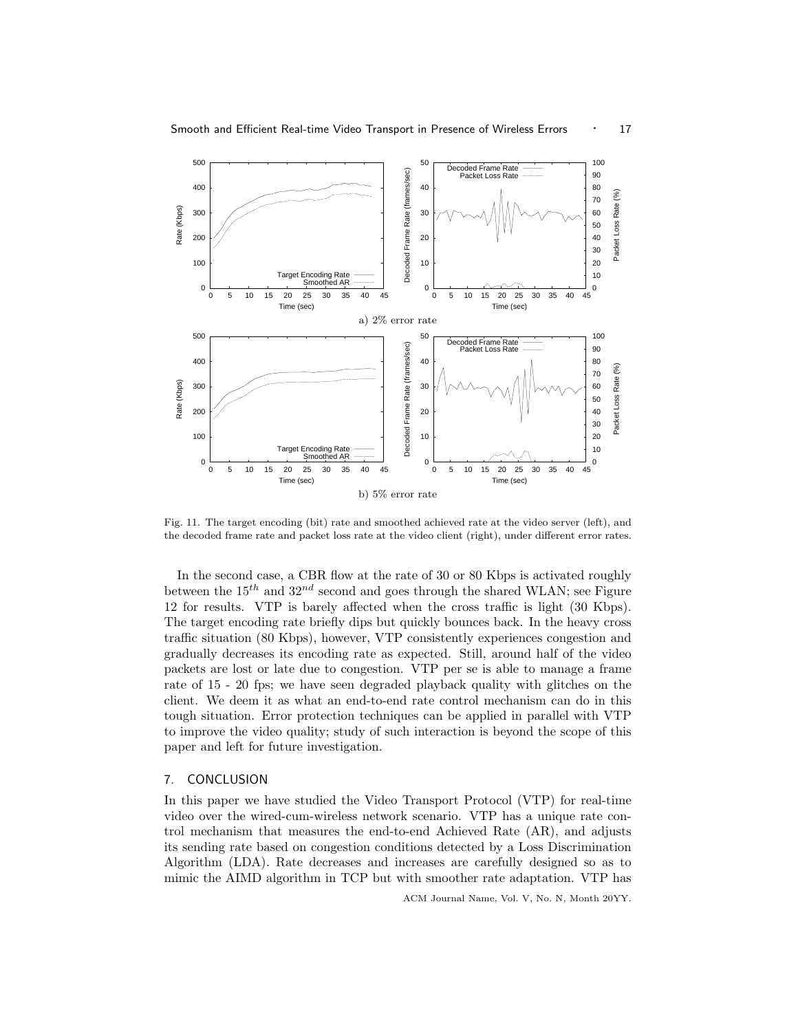a) 2% error rate

b) 5% error rate

Fig. 11. The target encoding (bit) rate and smoothed achieved rate at the video server (left), and the decoded frame rate and packet loss rate at the video client (right), under different error rates.

In the second case, a CBR flow at the rate of 30 or 80 Kbps is activated roughly between the $15^{th}$ and $32^{nd}$ second and goes through the shared WLAN; see Figure 12 for results. VTP is barely affected when the cross traffic is light (30 Kbps). The target encoding rate briefly dips but quickly bounces back. In the heavy cross traffic situation (80 Kbps), however, VTP consistently experiences congestion and gradually decreases its encoding rate as expected. Still, around half of the video packets are lost or late due to congestion. VTP per se is able to manage a frame rate of 15 - 20 fps; we have seen degraded playback quality with glitches on the client. We deem it as what an end-to-end rate control mechanism can do in this tough situation. Error protection techniques can be applied in parallel with VTP to improve the video quality; study of such interaction is beyond the scope of this paper and left for future investigation.

## 7. CONCLUSION

In this paper we have studied the Video Transport Protocol (VTP) for real-time video over the wired-cum-wireless network scenario. VTP has a unique rate control mechanism that measures the end-to-end Achieved Rate (AR), and adjusts its sending rate based on congestion conditions detected by a Loss Discrimination Algorithm (LDA). Rate decreases and increases are carefully designed so as to mimic the AIMD algorithm in TCP but with smoother rate adaptation. VTP has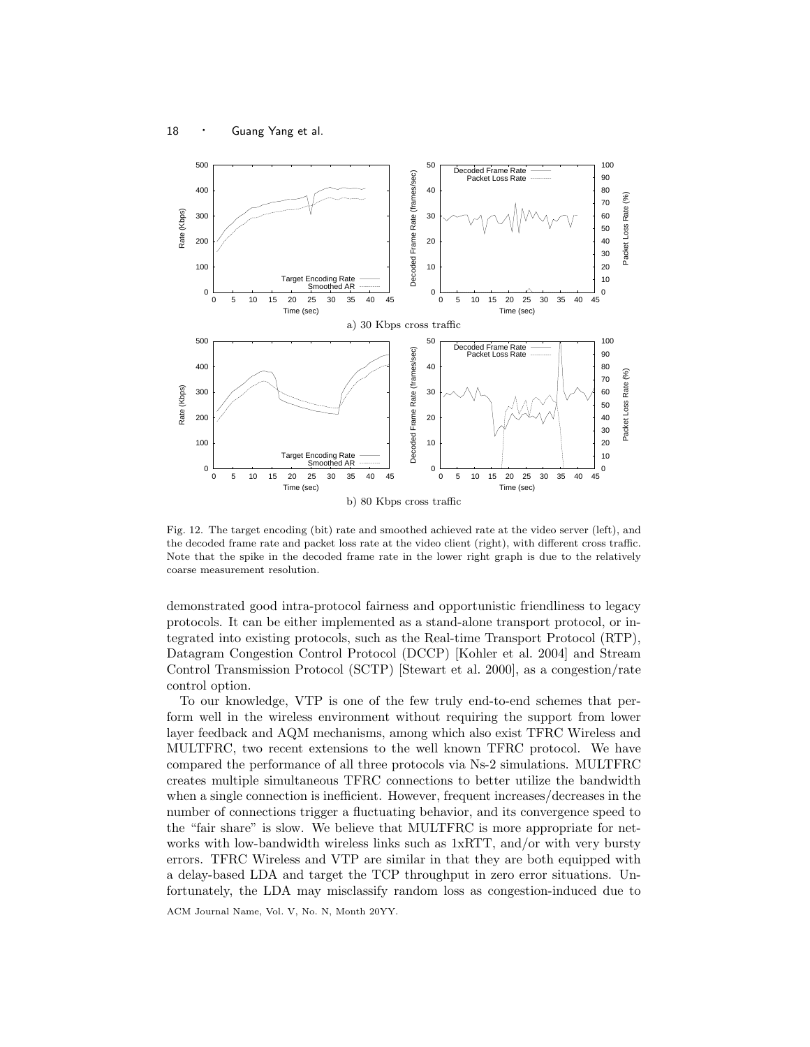a) 30 Kbps cross traffic

b) 80 Kbps cross traffic

Fig. 12. The target encoding (bit) rate and smoothed achieved rate at the video server (left), and the decoded frame rate and packet loss rate at the video client (right), with different cross traffic. Note that the spike in the decoded frame rate in the lower right graph is due to the relatively coarse measurement resolution.

demonstrated good intra-protocol fairness and opportunistic friendliness to legacy protocols. It can be either implemented as a stand-alone transport protocol, or integrated into existing protocols, such as the Real-time Transport Protocol (RTP), Datagram Congestion Control Protocol (DCCP) [Kohler et al. 2004] and Stream Control Transmission Protocol (SCTP) [Stewart et al. 2000], as a congestion/rate control option.

To our knowledge, VTP is one of the few truly end-to-end schemes that perform well in the wireless environment without requiring the support from lower layer feedback and AQM mechanisms, among which also exist TFRC Wireless and MULTFRC, two recent extensions to the well known TFRC protocol. We have compared the performance of all three protocols via Ns-2 simulations. MULTFRC creates multiple simultaneous TFRC connections to better utilize the bandwidth when a single connection is inefficient. However, frequent increases/decreases in the number of connections trigger a fluctuating behavior, and its convergence speed to the "fair share" is slow. We believe that MULTFRC is more appropriate for networks with low-bandwidth wireless links such as 1xRTT, and/or with very bursty errors. TFRC Wireless and VTP are similar in that they are both equipped with a delay-based LDA and target the TCP throughput in zero error situations. Unfortunately, the LDA may misclassify random loss as congestion-induced due to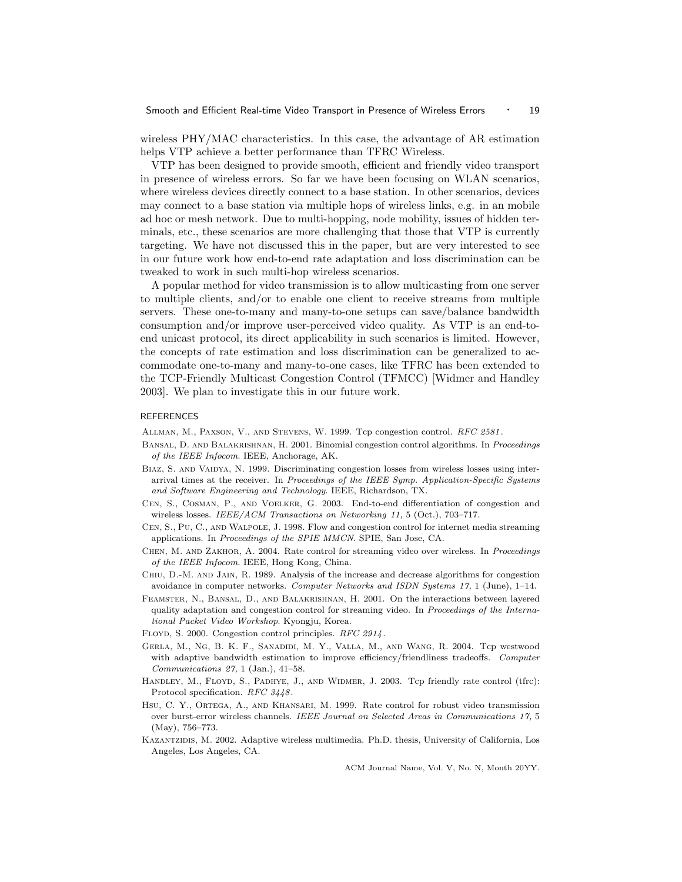wireless PHY/MAC characteristics. In this case, the advantage of AR estimation helps VTP achieve a better performance than TFRC Wireless.

VTP has been designed to provide smooth, efficient and friendly video transport in presence of wireless errors. So far we have been focusing on WLAN scenarios, where wireless devices directly connect to a base station. In other scenarios, devices may connect to a base station via multiple hops of wireless links, e.g. in an mobile ad hoc or mesh network. Due to multi-hopping, node mobility, issues of hidden terminals, etc., these scenarios are more challenging that those that VTP is currently targeting. We have not discussed this in the paper, but are very interested to see in our future work how end-to-end rate adaptation and loss discrimination can be tweaked to work in such multi-hop wireless scenarios.

A popular method for video transmission is to allow multicasting from one server to multiple clients, and/or to enable one client to receive streams from multiple servers. These one-to-many and many-to-one setups can save/balance bandwidth consumption and/or improve user-perceived video quality. As VTP is an end-to-end unicast protocol, its direct applicability in such scenarios is limited. However, the concepts of rate estimation and loss discrimination can be generalized to accommodate one-to-many and many-to-one cases, like TFRC has been extended to the TCP-Friendly Multicast Congestion Control (TFMCC) [Widmer and Handley 2003]. We plan to investigate this in our future work.

## REFERENCES

Allman, M., Paxson, V., and Stevens, W. 1999. Tcp congestion control. *RFC 2581*.

Bansal, D. and Balakrishnan, H. 2001. Binomial congestion control algorithms. In *Proceedings of the IEEE Infocom*. IEEE, Anchorage, AK.

Biaz, S. and Vaidya, N. 1999. Discriminating congestion losses from wireless losses using inter-arrival times at the receiver. In *Proceedings of the IEEE Symp. Application-Specific Systems and Software Engineering and Technology*. IEEE, Richardson, TX.

Cen, S., Cosman, P., and Voelker, G. 2003. End-to-end differentiation of congestion and wireless losses. *IEEE/ACM Transactions on Networking 11,* 5 (Oct.), 703–717.

Cen, S., Pu, C., and Walpole, J. 1998. Flow and congestion control for internet media streaming applications. In *Proceedings of the SPIE MMCN*. SPIE, San Jose, CA.

Chen, M. and Zakhor, A. 2004. Rate control for streaming video over wireless. In *Proceedings of the IEEE Infocom*. IEEE, Hong Kong, China.

Chiu, D.-M. and Jain, R. 1989. Analysis of the increase and decrease algorithms for congestion avoidance in computer networks. *Computer Networks and ISDN Systems 17,* 1 (June), 1–14.

Feamster, N., Bansal, D., and Balakrishnan, H. 2001. On the interactions between layered quality adaptation and congestion control for streaming video. In *Proceedings of the International Packet Video Workshop*. Kyongju, Korea.

Floyd, S. 2000. Congestion control principles. *RFC 2914*.

Gerla, M., Ng, B. K. F., Sanadidi, M. Y., Valla, M., and Wang, R. 2004. Tcp westwood with adaptive bandwidth estimation to improve efficiency/friendliness tradeoffs. *Computer Communications 27,* 1 (Jan.), 41–58.

Handley, M., Floyd, S., Padhye, J., and Widmer, J. 2003. Tcp friendly rate control (tfrc): Protocol specification. *RFC 3448*.

Hsu, C. Y., Ortega, A., and Khansari, M. 1999. Rate control for robust video transmission over burst-error wireless channels. *IEEE Journal on Selected Areas in Communications 17,* 5 (May), 756–773.

Kazantzidis, M. 2002. Adaptive wireless multimedia. Ph.D. thesis, University of California, Los Angeles, Los Angeles, CA.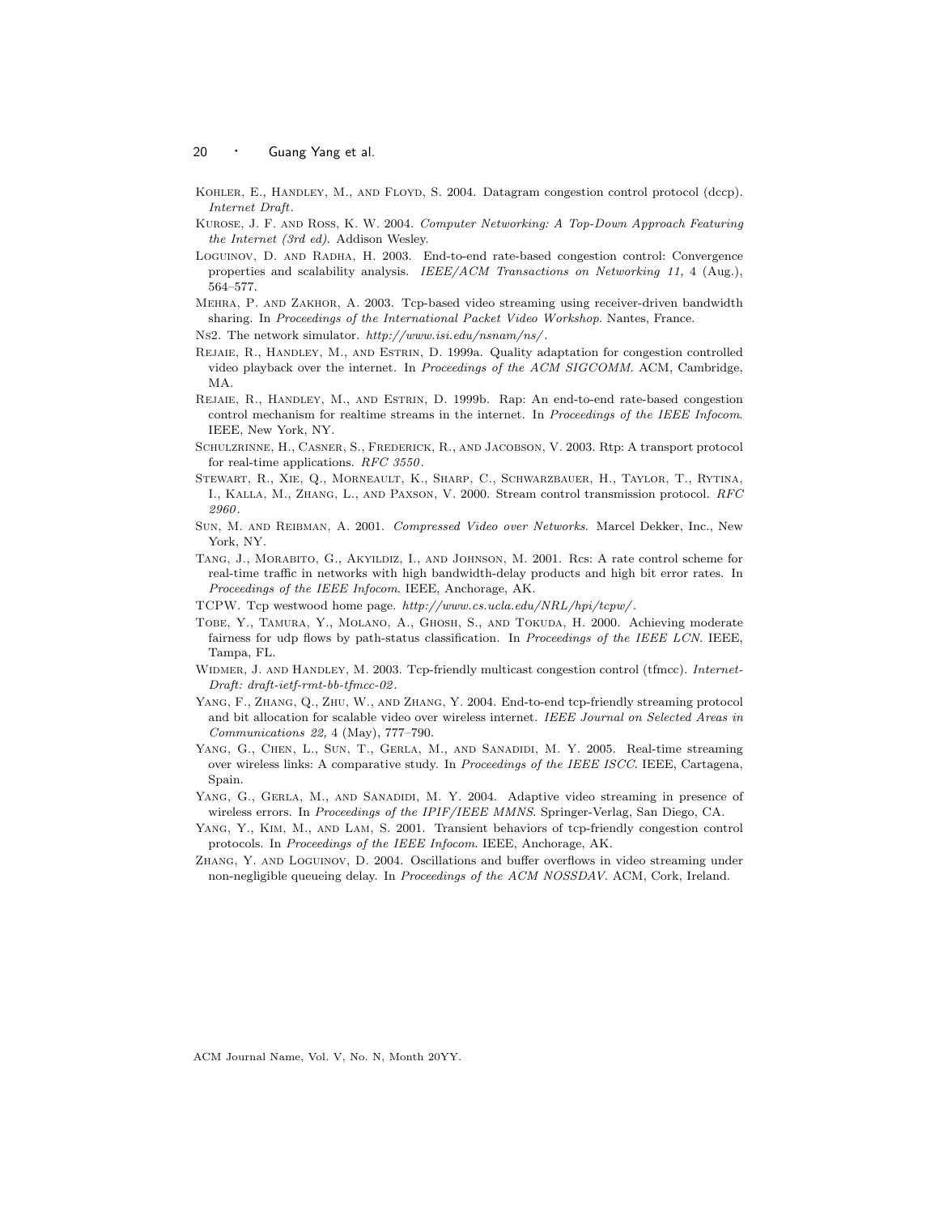Kohler, E., Handley, M., and Floyd, S. 2004. Datagram congestion control protocol (dccp). *Internet Draft*.

Kurose, J. F. and Ross, K. W. 2004. *Computer Networking: A Top-Down Approach Featuring the Internet (3rd ed).* Addison Wesley.

Loguinov, D. and Radha, H. 2003. End-to-end rate-based congestion control: Convergence properties and scalability analysis. *IEEE/ACM Transactions on Networking 11,* 4 (Aug.), 564–577.

Mehra, P. and Zakhor, A. 2003. Tcp-based video streaming using receiver-driven bandwidth sharing. In *Proceedings of the International Packet Video Workshop*. Nantes, France.

Ns2. The network simulator. *http://www.isi.edu/nsnam/ns/*.

Rejaie, R., Handley, M., and Estrin, D. 1999a. Quality adaptation for congestion controlled video playback over the internet. In *Proceedings of the ACM SIGCOMM*. ACM, Cambridge, MA.

Rejaie, R., Handley, M., and Estrin, D. 1999b. Rap: An end-to-end rate-based congestion control mechanism for realtime streams in the internet. In *Proceedings of the IEEE Infocom*. IEEE, New York, NY.

Schulzrinne, H., Casner, S., Frederick, R., and Jacobson, V. 2003. Rtp: A transport protocol for real-time applications. *RFC 3550*.

Stewart, R., Xie, Q., Morneault, K., Sharp, C., Schwarzbauer, H., Taylor, T., Rytina, I., Kalla, M., Zhang, L., and Paxson, V. 2000. Stream control transmission protocol. *RFC 2960*.

Sun, M. and Reibman, A. 2001. *Compressed Video over Networks*. Marcel Dekker, Inc., New York, NY.

Tang, J., Morabito, G., Akyildiz, I., and Johnson, M. 2001. Rcs: A rate control scheme for real-time traffic in networks with high bandwidth-delay products and high bit error rates. In *Proceedings of the IEEE Infocom*. IEEE, Anchorage, AK.

TCPW. Tcp westwood home page. *http://www.cs.ucla.edu/NRL/hpi/tcpw/*.

Tobe, Y., Tamura, Y., Molano, A., Ghosh, S., and Tokuda, H. 2000. Achieving moderate fairness for udp flows by path-status classification. In *Proceedings of the IEEE LCN*. IEEE, Tampa, FL.

Widmer, J. and Handley, M. 2003. Tcp-friendly multicast congestion control (tfmcc). *Internet-Draft: draft-ietf-rmt-bb-tfmcc-02*.

Yang, F., Zhang, Q., Zhu, W., and Zhang, Y. 2004. End-to-end tcp-friendly streaming protocol and bit allocation for scalable video over wireless internet. *IEEE Journal on Selected Areas in Communications 22,* 4 (May), 777–790.

Yang, G., Chen, L., Sun, T., Gerla, M., and Sanadidi, M. Y. 2005. Real-time streaming over wireless links: A comparative study. In *Proceedings of the IEEE ISCC*. IEEE, Cartagena, Spain.

Yang, G., Gerla, M., and Sanadidi, M. Y. 2004. Adaptive video streaming in presence of wireless errors. In *Proceedings of the IPIF/IEEE MMNS*. Springer-Verlag, San Diego, CA.

Yang, Y., Kim, M., and Lam, S. 2001. Transient behaviors of tcp-friendly congestion control protocols. In *Proceedings of the IEEE Infocom*. IEEE, Anchorage, AK.

Zhang, Y. and Loguinov, D. 2004. Oscillations and buffer overflows in video streaming under non-negligible queueing delay. In *Proceedings of the ACM NOSSDAV*. ACM, Cork, Ireland.